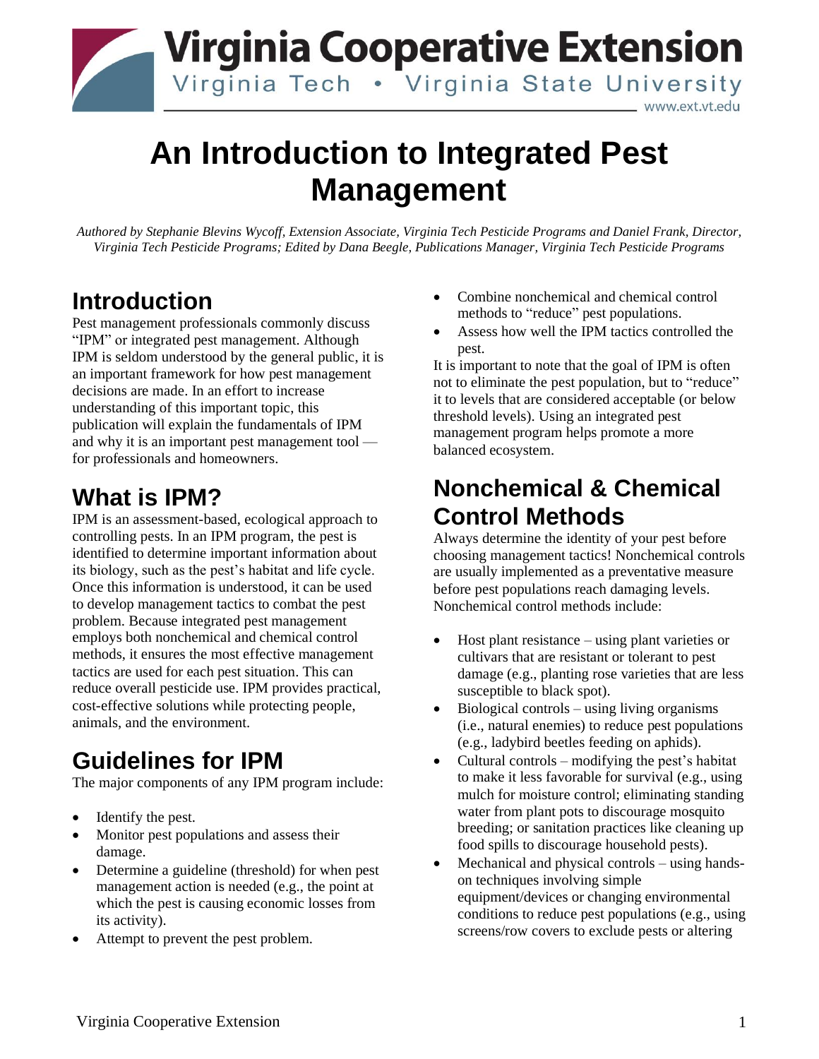Virginia Cooperative Extension

Virginia Tech • Virginia State University

www.ext.vt.edu

# An Introduction to Integrated Pest Management

*Authored by Stephanie Blevins Wycoff, Extension Associate, Virginia Tech Pesticide Programs and Daniel Frank, Director, Virginia Tech Pesticide Programs; Edited by Dana Beegle, Publications Manager, Virginia Tech Pesticide Programs*

## Introduction

Pest management professionals commonly discuss "IPM" or integrated pest management. Although IPM is seldom understood by the general public, it is an important framework for how pest management decisions are made. In an effort to increase understanding of this important topic, this publication will explain the fundamentals of IPM and why it is an important pest management tool — for professionals and homeowners.

## What is IPM?

IPM is an assessment-based, ecological approach to controlling pests. In an IPM program, the pest is identified to determine important information about its biology, such as the pest's habitat and life cycle. Once this information is understood, it can be used to develop management tactics to combat the pest problem. Because integrated pest management employs both nonchemical and chemical control methods, it ensures the most effective management tactics are used for each pest situation. This can reduce overall pesticide use. IPM provides practical, cost-effective solutions while protecting people, animals, and the environment.

## Guidelines for IPM

The major components of any IPM program include:

- Identify the pest.
- Monitor pest populations and assess their damage.
- Determine a guideline (threshold) for when pest management action is needed (e.g., the point at which the pest is causing economic losses from its activity).
- Attempt to prevent the pest problem.
- Combine nonchemical and chemical control methods to "reduce" pest populations.
- Assess how well the IPM tactics controlled the pest.

It is important to note that the goal of IPM is often not to eliminate the pest population, but to "reduce" it to levels that are considered acceptable (or below threshold levels). Using an integrated pest management program helps promote a more balanced ecosystem.

## Nonchemical & Chemical Control Methods

Always determine the identity of your pest before choosing management tactics! Nonchemical controls are usually implemented as a preventative measure before pest populations reach damaging levels. Nonchemical control methods include:

- Host plant resistance – using plant varieties or cultivars that are resistant or tolerant to pest damage (e.g., planting rose varieties that are less susceptible to black spot).
- Biological controls – using living organisms (i.e., natural enemies) to reduce pest populations (e.g., ladybird beetles feeding on aphids).
- Cultural controls – modifying the pest's habitat to make it less favorable for survival (e.g., using mulch for moisture control; eliminating standing water from plant pots to discourage mosquito breeding; or sanitation practices like cleaning up food spills to discourage household pests).
- Mechanical and physical controls – using hands-on techniques involving simple equipment/devices or changing environmental conditions to reduce pest populations (e.g., using screens/row covers to exclude pests or altering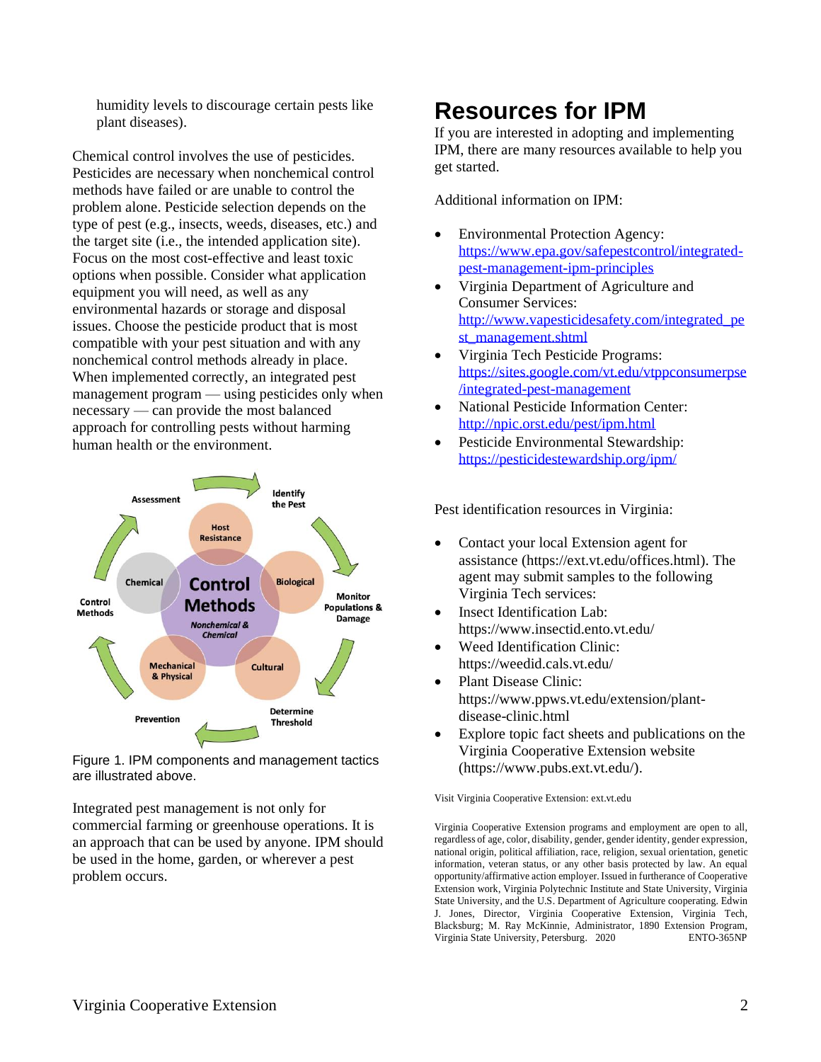humidity levels to discourage certain pests like plant diseases).

Chemical control involves the use of pesticides. Pesticides are necessary when nonchemical control methods have failed or are unable to control the problem alone. Pesticide selection depends on the type of pest (e.g., insects, weeds, diseases, etc.) and the target site (i.e., the intended application site). Focus on the most cost-effective and least toxic options when possible. Consider what application equipment you will need, as well as any environmental hazards or storage and disposal issues. Choose the pesticide product that is most compatible with your pest situation and with any nonchemical control methods already in place. When implemented correctly, an integrated pest management program — using pesticides only when necessary — can provide the most balanced approach for controlling pests without harming human health or the environment.

Identify the Pest
Monitor Populations & Damage
Determine Threshold
Prevention
Control Methods
Assessment
Host Resistance
Biological
Cultural
Mechanical & Physical
Chemical
Control Methods
Nonchemical & Chemical

Figure 1. IPM components and management tactics are illustrated above.

Integrated pest management is not only for commercial farming or greenhouse operations. It is an approach that can be used by anyone. IPM should be used in the home, garden, or wherever a pest problem occurs.

# Resources for IPM

If you are interested in adopting and implementing IPM, there are many resources available to help you get started.

Additional information on IPM:

- Environmental Protection Agency: https://www.epa.gov/safepestcontrol/integrated-pest-management-ipm-principles
- Virginia Department of Agriculture and Consumer Services: http://www.vapesticidesafety.com/integrated_pest_management.shtml
- Virginia Tech Pesticide Programs: https://sites.google.com/vt.edu/vtppconsumerpse/integrated-pest-management
- National Pesticide Information Center: http://npic.orst.edu/pest/ipm.html
- Pesticide Environmental Stewardship: https://pesticidestewardship.org/ipm/

Pest identification resources in Virginia:

- Contact your local Extension agent for assistance (https://ext.vt.edu/offices.html). The agent may submit samples to the following Virginia Tech services:
- Insect Identification Lab: https://www.insectid.ento.vt.edu/
- Weed Identification Clinic: https://weedid.cals.vt.edu/
- Plant Disease Clinic: https://www.ppws.vt.edu/extension/plant-disease-clinic.html
- Explore topic fact sheets and publications on the Virginia Cooperative Extension website (https://www.pubs.ext.vt.edu/).

Visit Virginia Cooperative Extension: ext.vt.edu

Virginia Cooperative Extension programs and employment are open to all, regardless of age, color, disability, gender, gender identity, gender expression, national origin, political affiliation, race, religion, sexual orientation, genetic information, veteran status, or any other basis protected by law. An equal opportunity/affirmative action employer. Issued in furtherance of Cooperative Extension work, Virginia Polytechnic Institute and State University, Virginia State University, and the U.S. Department of Agriculture cooperating. Edwin J. Jones, Director, Virginia Cooperative Extension, Virginia Tech, Blacksburg; M. Ray McKinnie, Administrator, 1890 Extension Program, Virginia State University, Petersburg. 2020 ENTO-365NP